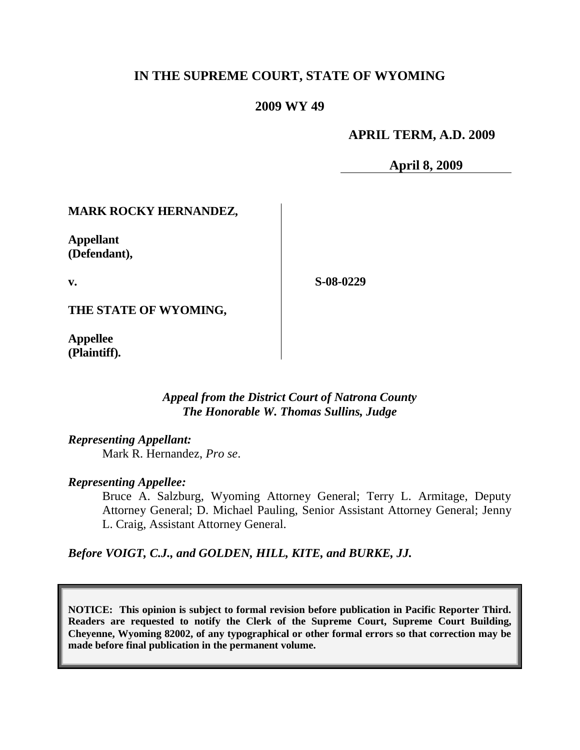# IN THE SUPREME COURT, STATE OF WYOMING

## 2009 WY 49

**APRIL TERM, A.D. 2009**

**April 8, 2009**

| | | |
|---|---|---|
| **MARK ROCKY HERNANDEZ,**<br><br>**Appellant (Defendant),**<br><br>**v.**<br><br>**THE STATE OF WYOMING,**<br><br>**Appellee (Plaintiff).** | | **S-08-0229** |

*Appeal from the District Court of Natrona County*
*The Honorable W. Thomas Sullins, Judge*

*Representing Appellant:*

Mark R. Hernandez, *Pro se*.

*Representing Appellee:*

Bruce A. Salzburg, Wyoming Attorney General; Terry L. Armitage, Deputy Attorney General; D. Michael Pauling, Senior Assistant Attorney General; Jenny L. Craig, Assistant Attorney General.

*Before VOIGT, C.J., and GOLDEN, HILL, KITE, and BURKE, JJ.*

**NOTICE: This opinion is subject to formal revision before publication in Pacific Reporter Third. Readers are requested to notify the Clerk of the Supreme Court, Supreme Court Building, Cheyenne, Wyoming 82002, of any typographical or other formal errors so that correction may be made before final publication in the permanent volume.**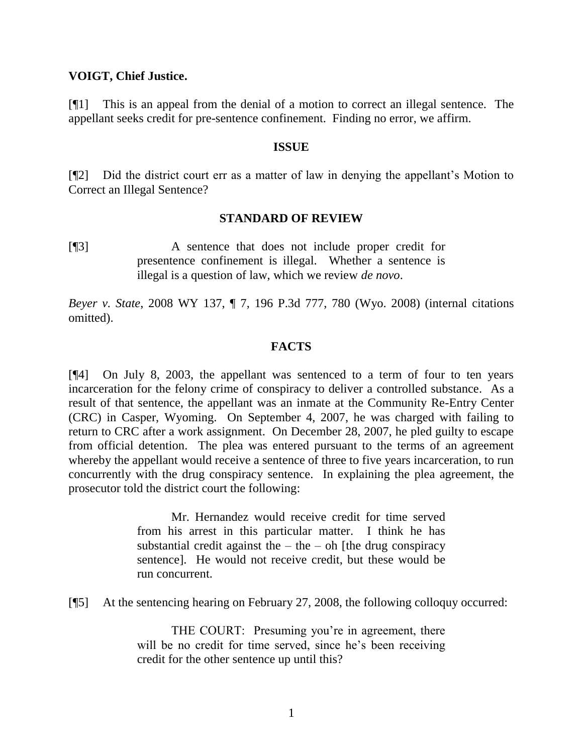**VOIGT, Chief Justice.**

[¶1] This is an appeal from the denial of a motion to correct an illegal sentence. The appellant seeks credit for pre-sentence confinement. Finding no error, we affirm.

## ISSUE

[¶2] Did the district court err as a matter of law in denying the appellant's Motion to Correct an Illegal Sentence?

## STANDARD OF REVIEW

[¶3]

> A sentence that does not include proper credit for presentence confinement is illegal. Whether a sentence is illegal is a question of law, which we review *de novo*.

*Beyer v. State*, 2008 WY 137, ¶ 7, 196 P.3d 777, 780 (Wyo. 2008) (internal citations omitted).

## FACTS

[¶4] On July 8, 2003, the appellant was sentenced to a term of four to ten years incarceration for the felony crime of conspiracy to deliver a controlled substance. As a result of that sentence, the appellant was an inmate at the Community Re-Entry Center (CRC) in Casper, Wyoming. On September 4, 2007, he was charged with failing to return to CRC after a work assignment. On December 28, 2007, he pled guilty to escape from official detention. The plea was entered pursuant to the terms of an agreement whereby the appellant would receive a sentence of three to five years incarceration, to run concurrently with the drug conspiracy sentence. In explaining the plea agreement, the prosecutor told the district court the following:

> Mr. Hernandez would receive credit for time served from his arrest in this particular matter. I think he has substantial credit against the – the – oh [the drug conspiracy sentence]. He would not receive credit, but these would be run concurrent.

[¶5] At the sentencing hearing on February 27, 2008, the following colloquy occurred:

> THE COURT: Presuming you're in agreement, there will be no credit for time served, since he's been receiving credit for the other sentence up until this?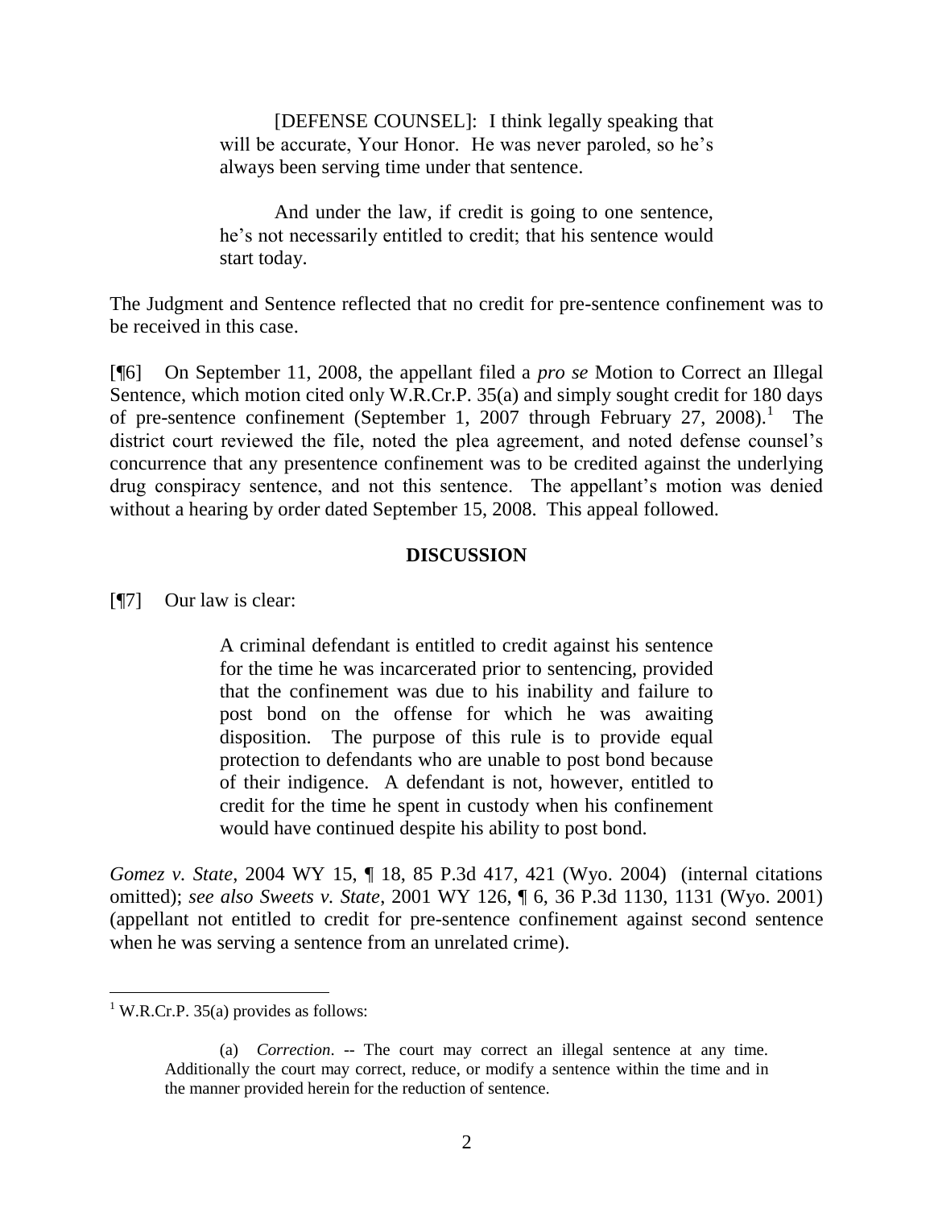> [DEFENSE COUNSEL]: I think legally speaking that will be accurate, Your Honor. He was never paroled, so he's always been serving time under that sentence.
>
> And under the law, if credit is going to one sentence, he's not necessarily entitled to credit; that his sentence would start today.

The Judgment and Sentence reflected that no credit for pre-sentence confinement was to be received in this case.

[¶6] On September 11, 2008, the appellant filed a *pro se* Motion to Correct an Illegal Sentence, which motion cited only W.R.Cr.P. 35(a) and simply sought credit for 180 days of pre-sentence confinement (September 1, 2007 through February 27, 2008).[1] The district court reviewed the file, noted the plea agreement, and noted defense counsel's concurrence that any presentence confinement was to be credited against the underlying drug conspiracy sentence, and not this sentence. The appellant's motion was denied without a hearing by order dated September 15, 2008. This appeal followed.

## DISCUSSION

[¶7] Our law is clear:

> A criminal defendant is entitled to credit against his sentence for the time he was incarcerated prior to sentencing, provided that the confinement was due to his inability and failure to post bond on the offense for which he was awaiting disposition. The purpose of this rule is to provide equal protection to defendants who are unable to post bond because of their indigence. A defendant is not, however, entitled to credit for the time he spent in custody when his confinement would have continued despite his ability to post bond.

*Gomez v. State*, 2004 WY 15, ¶ 18, 85 P.3d 417, 421 (Wyo. 2004) (internal citations omitted); *see also Sweets v. State*, 2001 WY 126, ¶ 6, 36 P.3d 1130, 1131 (Wyo. 2001) (appellant not entitled to credit for pre-sentence confinement against second sentence when he was serving a sentence from an unrelated crime).

---

[1] W.R.Cr.P. 35(a) provides as follows:

> (a) *Correction*. -- The court may correct an illegal sentence at any time. Additionally the court may correct, reduce, or modify a sentence within the time and in the manner provided herein for the reduction of sentence.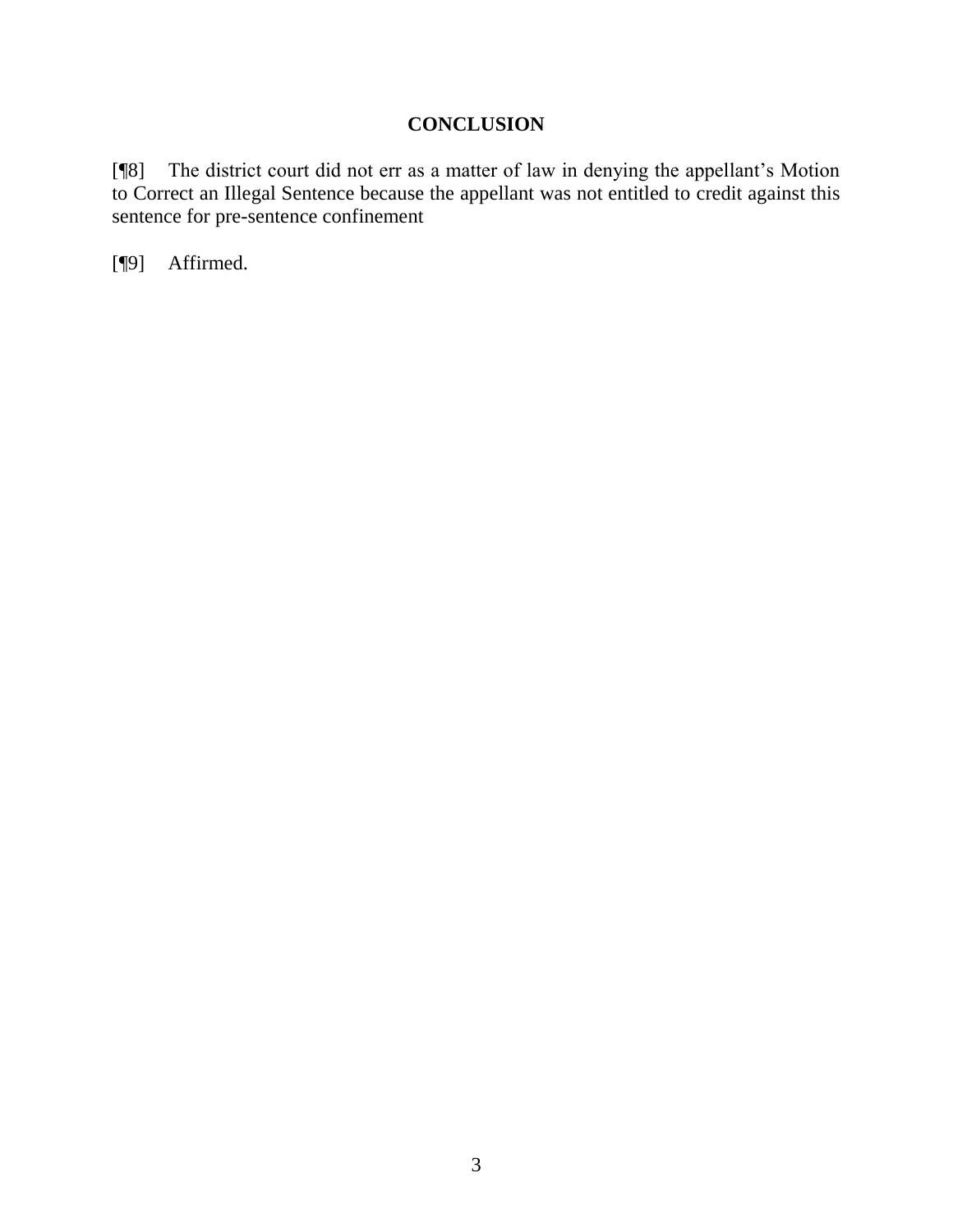## CONCLUSION

[¶8] The district court did not err as a matter of law in denying the appellant's Motion to Correct an Illegal Sentence because the appellant was not entitled to credit against this sentence for pre-sentence confinement

[¶9] Affirmed.